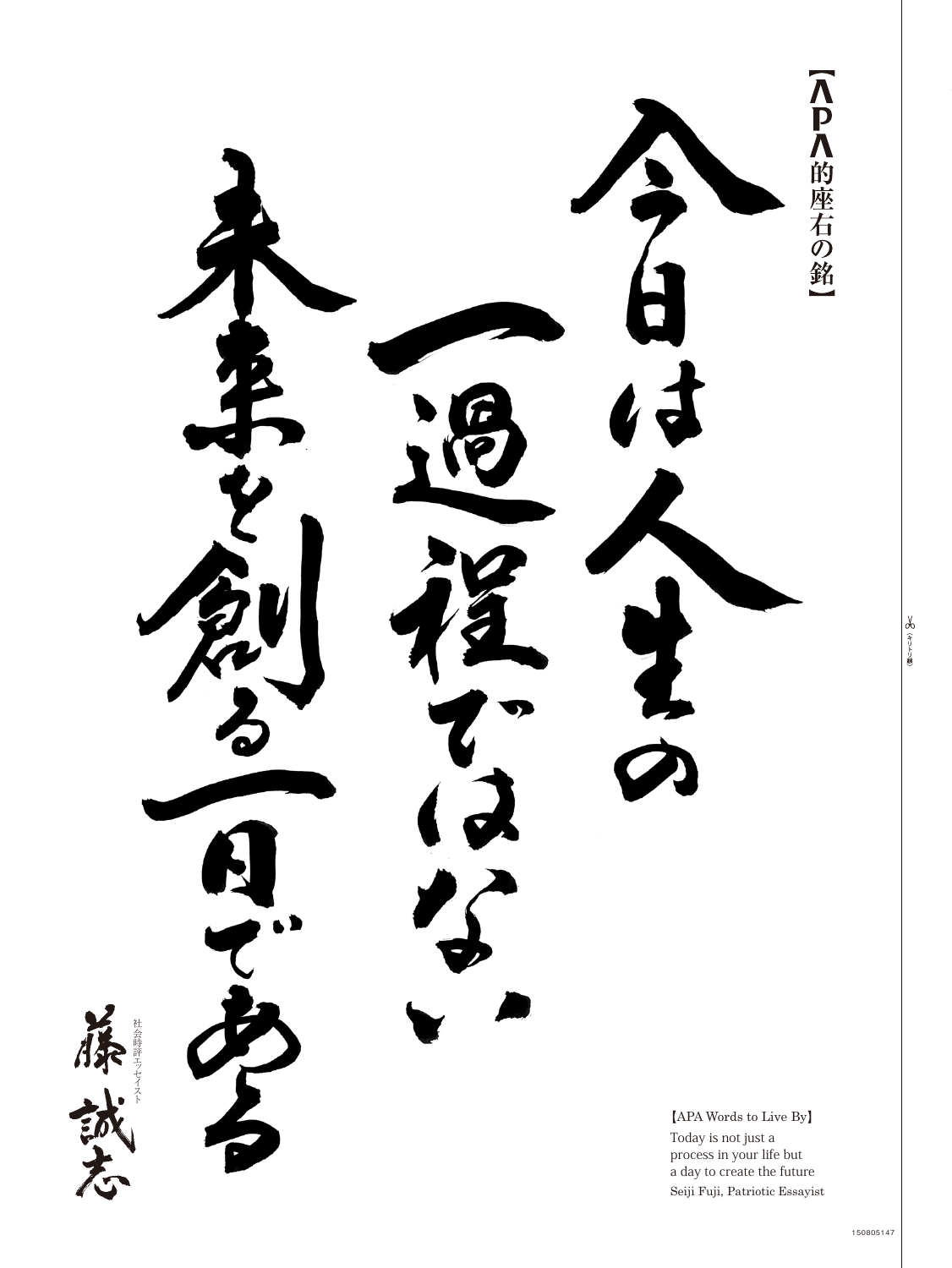【APA的座右の銘】

# 今日は人生の一過程ではない未来を創る一日である

社会時評エッセイスト
藤誠志

【APA Words to Live By】
Today is not just a process in your life but a day to create the future
Seiji Fuji, Patriotic Essayist

（キリトリ線）

150805147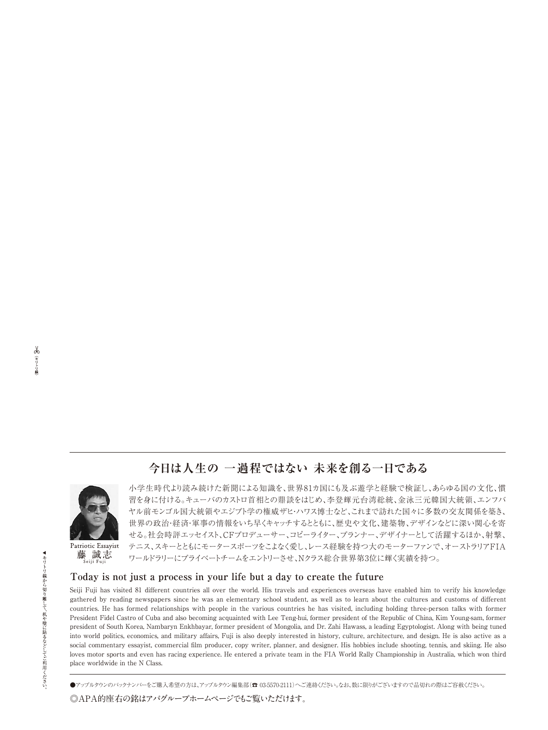## 今日は人生の 一過程ではない 未来を創る一日である

Patriotic Essayist
藤 誠志
Seiji Fuji

小学生時代より読み続けた新聞による知識を、世界81カ国にも及ぶ遊学と経験で検証し、あらゆる国の文化、慣習を身に付ける。キューバのカストロ首相との鼎談をはじめ、李登輝元台湾総統、金泳三元韓国大統領、エンフバヤル前モンゴル国大統領やエジプト学の権威ザヒ・ハワス博士など、これまで訪れた国々に多数の交友関係を築き、世界の政治・経済・軍事の情報をいち早くキャッチするとともに、歴史や文化、建築物、デザインなどに深い関心を寄せる。社会時評エッセイスト、CFプロデューサー、コピーライター、プランナー、デザイナーとして活躍するほか、射撃、テニス、スキーとともにモータースポーツをこよなく愛し、レース経験を持つ大のモーターファンで、オーストラリアFIAワールドラリーにプライベートチームをエントリーさせ、Nクラス総合世界第3位に輝く実績を持つ。

## Today is not just a process in your life but a day to create the future

Seiji Fuji has visited 81 different countries all over the world. His travels and experiences overseas have enabled him to verify his knowledge gathered by reading newspapers since he was an elementary school student, as well as to learn about the cultures and customs of different countries. He has formed relationships with people in the various countries he has visited, including holding three-person talks with former President Fidel Castro of Cuba and also becoming acquainted with Lee Teng-hui, former president of the Republic of China, Kim Young-sam, former president of South Korea, Nambaryn Enkhbayar, former president of Mongolia, and Dr. Zahi Hawass, a leading Egyptologist. Along with being tuned into world politics, economics, and military affairs, Fuji is also deeply interested in history, culture, architecture, and design. He is also active as a social commentary essayist, commercial film producer, copy writer, planner, and designer. His hobbies include shooting, tennis, and skiing. He also loves motor sports and even has racing experience. He entered a private team in the FIA World Rally Championship in Australia, which won third place worldwide in the N Class.

●アップルタウンのバックナンバーをご購入希望の方は、アップルタウン編集部（☎ 03-5570-2111）へご連絡ください。なお、数に限りがございますので品切れの際はご容赦ください。

◎APA的座右の銘はアパグループホームページでもご覧いただけます。

◀キリトリ線から切り離して、机や壁に貼るなどしてご利用ください。